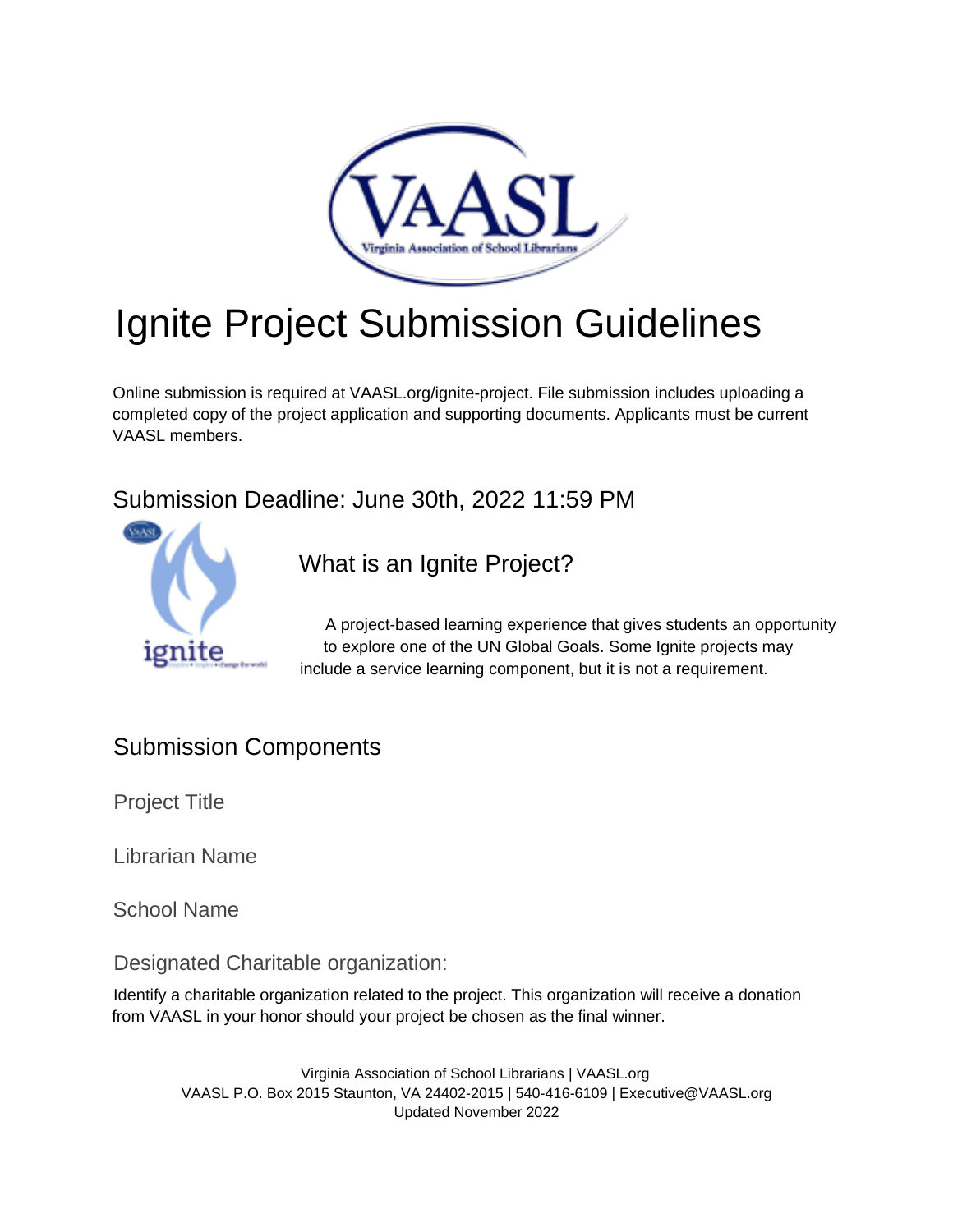# Ignite Project Submission Guidelines

Online submission is required at VAASL.org/ignite-project. File submission includes uploading a completed copy of the project application and supporting documents. Applicants must be current VAASL members.

## Submission Deadline: June 30th, 2022 11:59 PM

### What is an Ignite Project?

A project-based learning experience that gives students an opportunity to explore one of the UN Global Goals. Some Ignite projects may include a service learning component, but it is not a requirement.

## Submission Components

### Project Title

### Librarian Name

### School Name

### Designated Charitable organization:

Identify a charitable organization related to the project. This organization will receive a donation from VAASL in your honor should your project be chosen as the final winner.

Virginia Association of School Librarians | VAASL.org
VAASL P.O. Box 2015 Staunton, VA 24402-2015 | 540-416-6109 | Executive@VAASL.org
Updated November 2022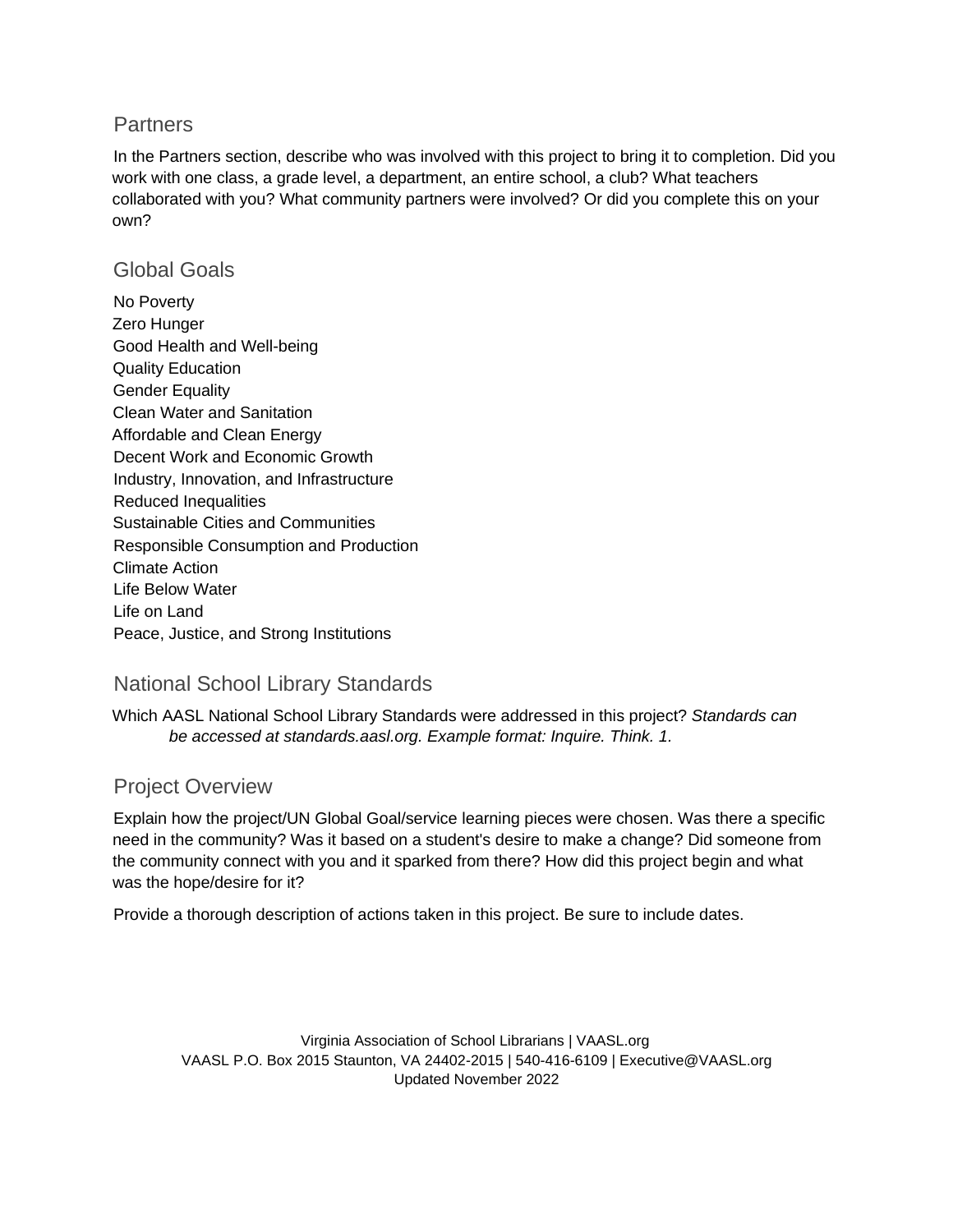## Partners

In the Partners section, describe who was involved with this project to bring it to completion. Did you work with one class, a grade level, a department, an entire school, a club? What teachers collaborated with you? What community partners were involved? Or did you complete this on your own?

## Global Goals

No Poverty
Zero Hunger
Good Health and Well-being
Quality Education
Gender Equality
Clean Water and Sanitation
Affordable and Clean Energy
Decent Work and Economic Growth
Industry, Innovation, and Infrastructure
Reduced Inequalities
Sustainable Cities and Communities
Responsible Consumption and Production
Climate Action
Life Below Water
Life on Land
Peace, Justice, and Strong Institutions

## National School Library Standards

Which AASL National School Library Standards were addressed in this project? *Standards can be accessed at standards.aasl.org. Example format: Inquire. Think. 1.*

## Project Overview

Explain how the project/UN Global Goal/service learning pieces were chosen. Was there a specific need in the community? Was it based on a student's desire to make a change? Did someone from the community connect with you and it sparked from there? How did this project begin and what was the hope/desire for it?

Provide a thorough description of actions taken in this project. Be sure to include dates.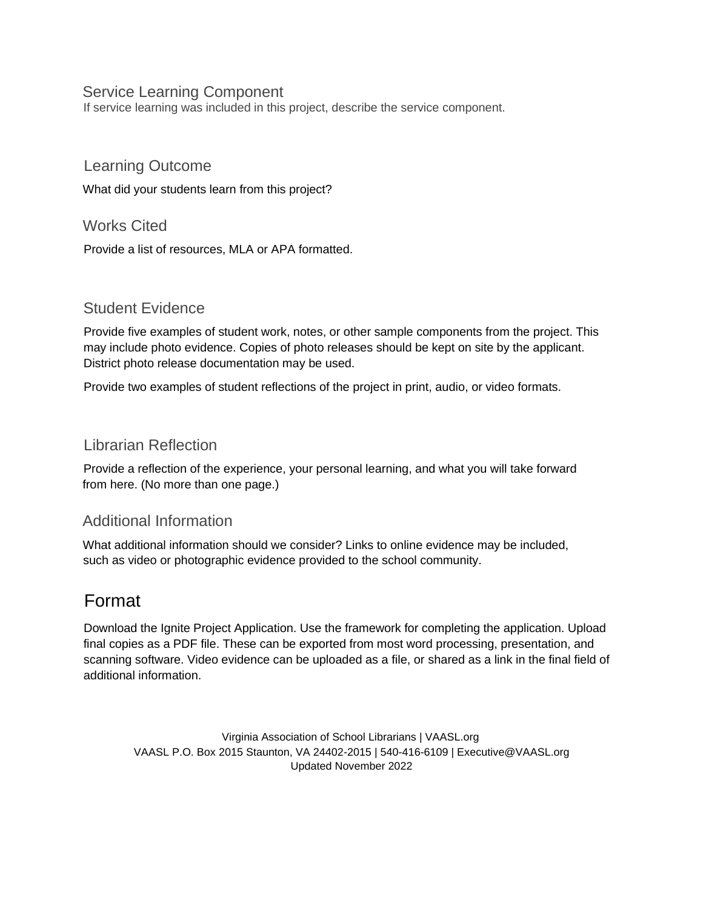### Service Learning Component

If service learning was included in this project, describe the service component.

### Learning Outcome

What did your students learn from this project?

### Works Cited

Provide a list of resources, MLA or APA formatted.

### Student Evidence

Provide five examples of student work, notes, or other sample components from the project. This may include photo evidence. Copies of photo releases should be kept on site by the applicant. District photo release documentation may be used.

Provide two examples of student reflections of the project in print, audio, or video formats.

### Librarian Reflection

Provide a reflection of the experience, your personal learning, and what you will take forward from here. (No more than one page.)

### Additional Information

What additional information should we consider? Links to online evidence may be included, such as video or photographic evidence provided to the school community.

## Format

Download the Ignite Project Application. Use the framework for completing the application. Upload final copies as a PDF file. These can be exported from most word processing, presentation, and scanning software. Video evidence can be uploaded as a file, or shared as a link in the final field of additional information.

Virginia Association of School Librarians | VAASL.org
VAASL P.O. Box 2015 Staunton, VA 24402-2015 | 540-416-6109 | Executive@VAASL.org
Updated November 2022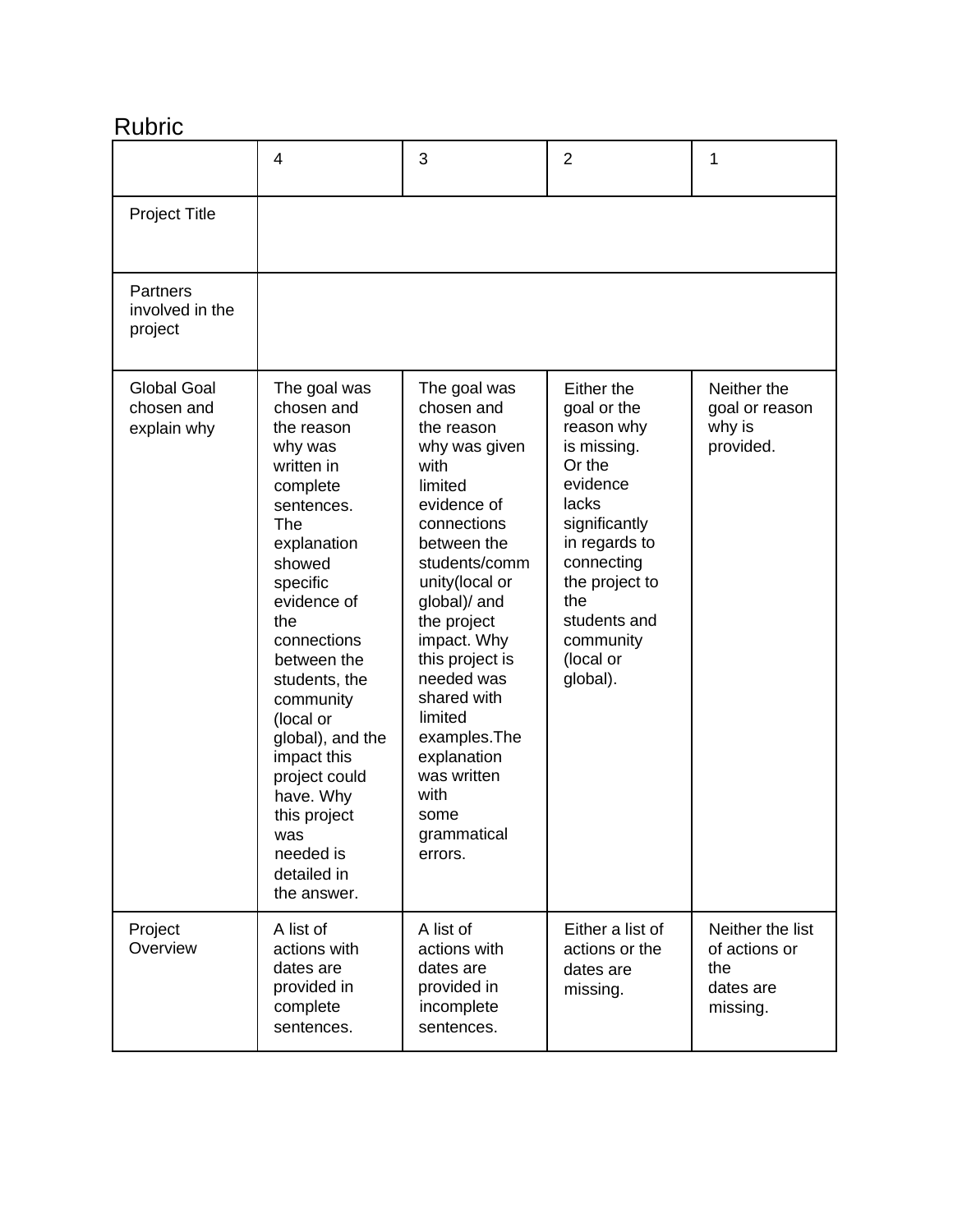## Rubric

| | 4 | 3 | 2 | 1 |
|---|---|---|---|---|
| Project Title | | | | |
| Partners involved in the project | | | | |
| Global Goal chosen and explain why | The goal was chosen and the reason why was written in complete sentences. The explanation showed specific evidence of the connections between the students, the community (local or global), and the impact this project could have. Why this project was needed is detailed in the answer. | The goal was chosen and the reason why was given with limited evidence of connections between the students/community(local or global)/ and the project impact. Why this project is needed was shared with limited examples.The explanation was written with some grammatical errors. | Either the goal or the reason why is missing. Or the evidence lacks significantly in regards to connecting the project to the students and community (local or global). | Neither the goal or reason why is provided. |
| Project Overview | A list of actions with dates are provided in complete sentences. | A list of actions with dates are provided in incomplete sentences. | Either a list of actions or the dates are missing. | Neither the list of actions or the dates are missing. |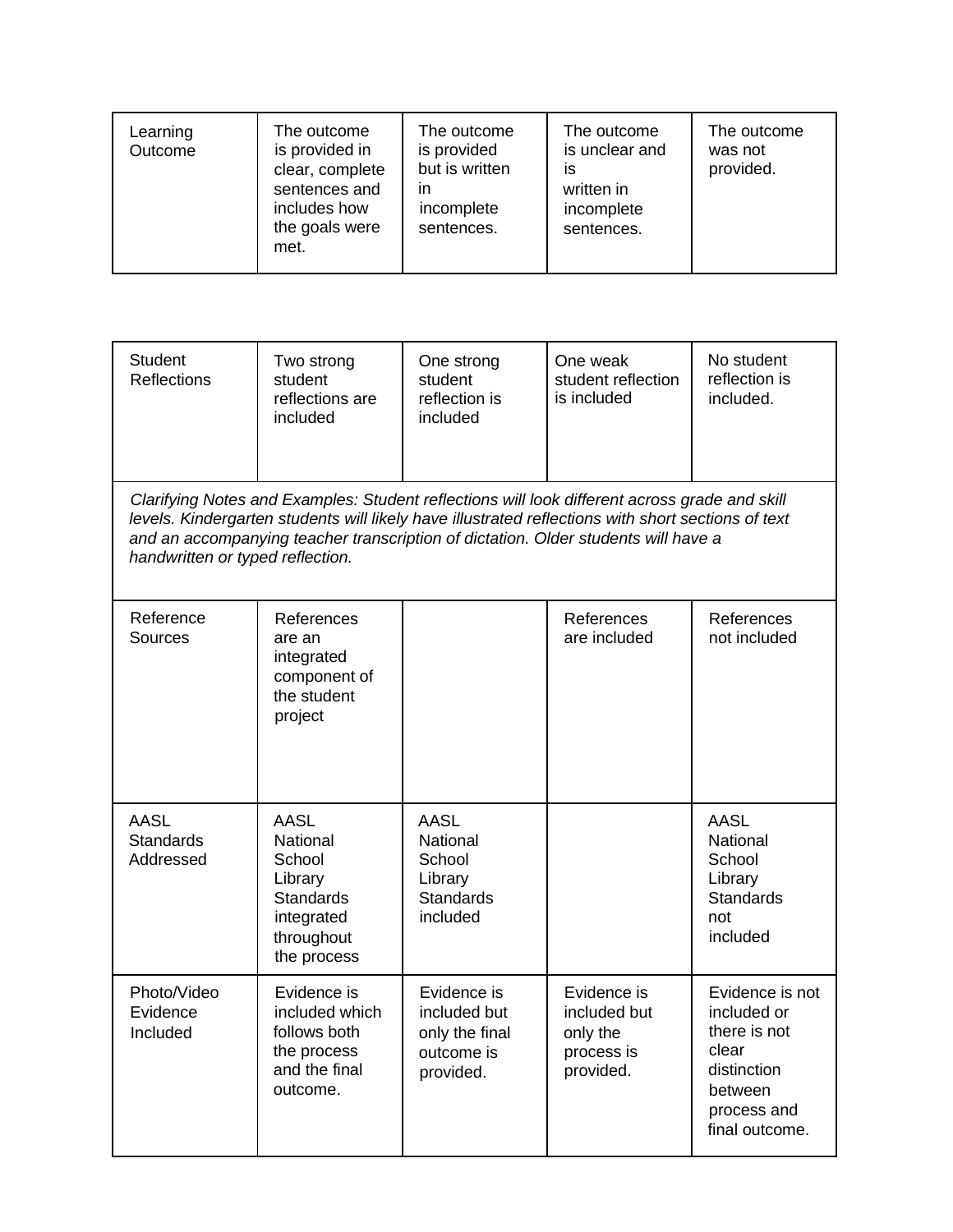| Learning Outcome | The outcome is provided in clear, complete sentences and includes how the goals were met. | The outcome is provided but is written in incomplete sentences. | The outcome is unclear and is written in incomplete sentences. | The outcome was not provided. |
|---|---|---|---|---|

| Student Reflections | Two strong student reflections are included | One strong student reflection is included | One weak student reflection is included | No student reflection is included. |
|---|---|---|---|---|
| *Clarifying Notes and Examples: Student reflections will look different across grade and skill levels. Kindergarten students will likely have illustrated reflections with short sections of text and an accompanying teacher transcription of dictation. Older students will have a handwritten or typed reflection.* | | | | |
| Reference Sources | References are an integrated component of the student project | | References are included | References not included |
| AASL Standards Addressed | AASL National School Library Standards integrated throughout the process | AASL National School Library Standards included | | AASL National School Library Standards not included |
| Photo/Video Evidence Included | Evidence is included which follows both the process and the final outcome. | Evidence is included but only the final outcome is provided. | Evidence is included but only the process is provided. | Evidence is not included or there is not clear distinction between process and final outcome. |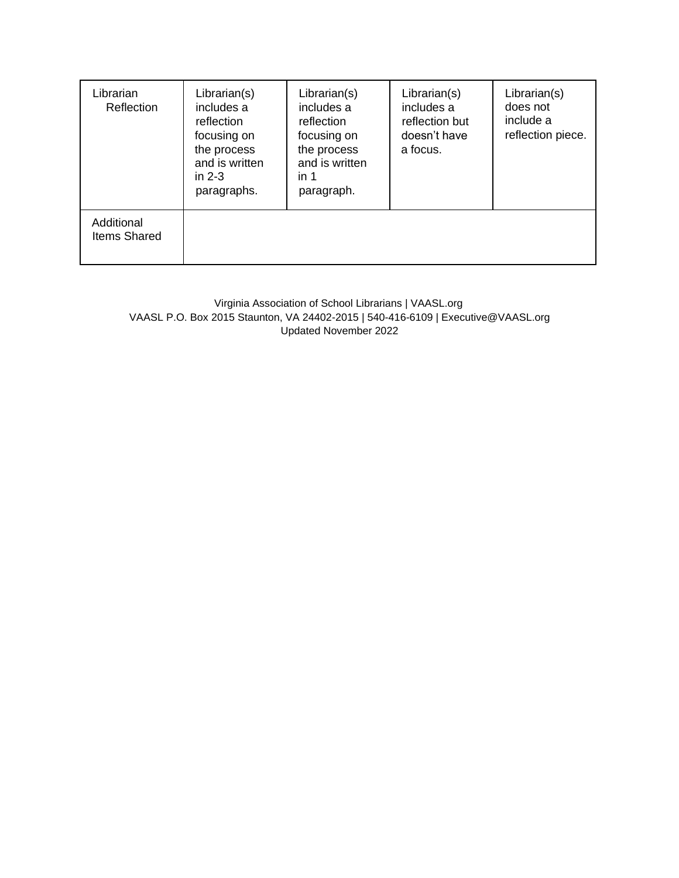| | | | | |
|---|---|---|---|---|
| Librarian Reflection | Librarian(s) includes a reflection focusing on the process and is written in 2-3 paragraphs. | Librarian(s) includes a reflection focusing on the process and is written in 1 paragraph. | Librarian(s) includes a reflection but doesn't have a focus. | Librarian(s) does not include a reflection piece. |
| Additional Items Shared | | | | |

Virginia Association of School Librarians | VAASL.org
VAASL P.O. Box 2015 Staunton, VA 24402-2015 | 540-416-6109 | Executive@VAASL.org
Updated November 2022